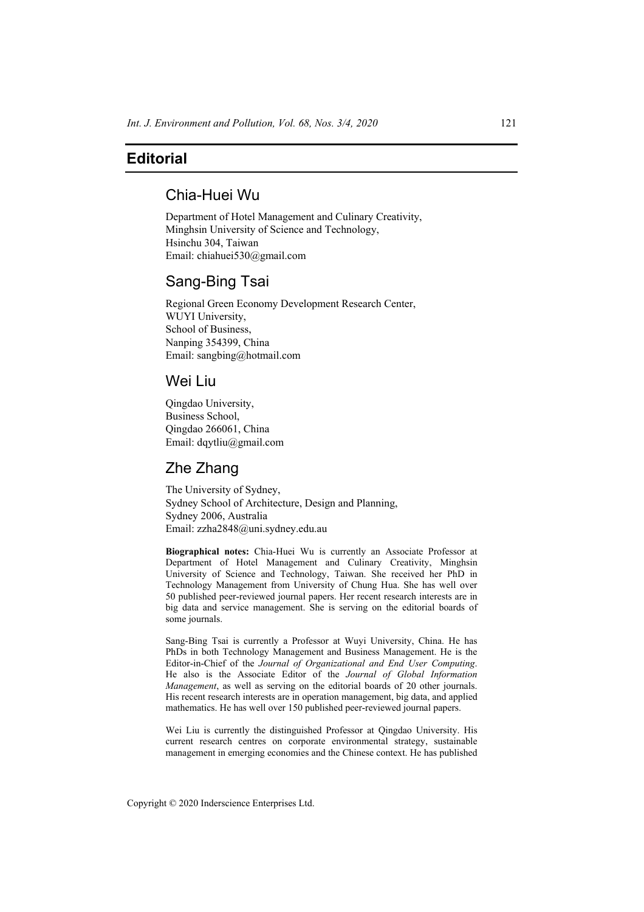# Editorial

## Chia-Huei Wu

Department of Hotel Management and Culinary Creativity,
Minghsin University of Science and Technology,
Hsinchu 304, Taiwan
Email: chiahuei530@gmail.com

## Sang-Bing Tsai

Regional Green Economy Development Research Center,
WUYI University,
School of Business,
Nanping 354399, China
Email: sangbing@hotmail.com

## Wei Liu

Qingdao University,
Business School,
Qingdao 266061, China
Email: dqytliu@gmail.com

## Zhe Zhang

The University of Sydney,
Sydney School of Architecture, Design and Planning,
Sydney 2006, Australia
Email: zzha2848@uni.sydney.edu.au

**Biographical notes:** Chia-Huei Wu is currently an Associate Professor at Department of Hotel Management and Culinary Creativity, Minghsin University of Science and Technology, Taiwan. She received her PhD in Technology Management from University of Chung Hua. She has well over 50 published peer-reviewed journal papers. Her recent research interests are in big data and service management. She is serving on the editorial boards of some journals.

Sang-Bing Tsai is currently a Professor at Wuyi University, China. He has PhDs in both Technology Management and Business Management. He is the Editor-in-Chief of the *Journal of Organizational and End User Computing*. He also is the Associate Editor of the *Journal of Global Information Management*, as well as serving on the editorial boards of 20 other journals. His recent research interests are in operation management, big data, and applied mathematics. He has well over 150 published peer-reviewed journal papers.

Wei Liu is currently the distinguished Professor at Qingdao University. His current research centres on corporate environmental strategy, sustainable management in emerging economies and the Chinese context. He has published

Copyright © 2020 Inderscience Enterprises Ltd.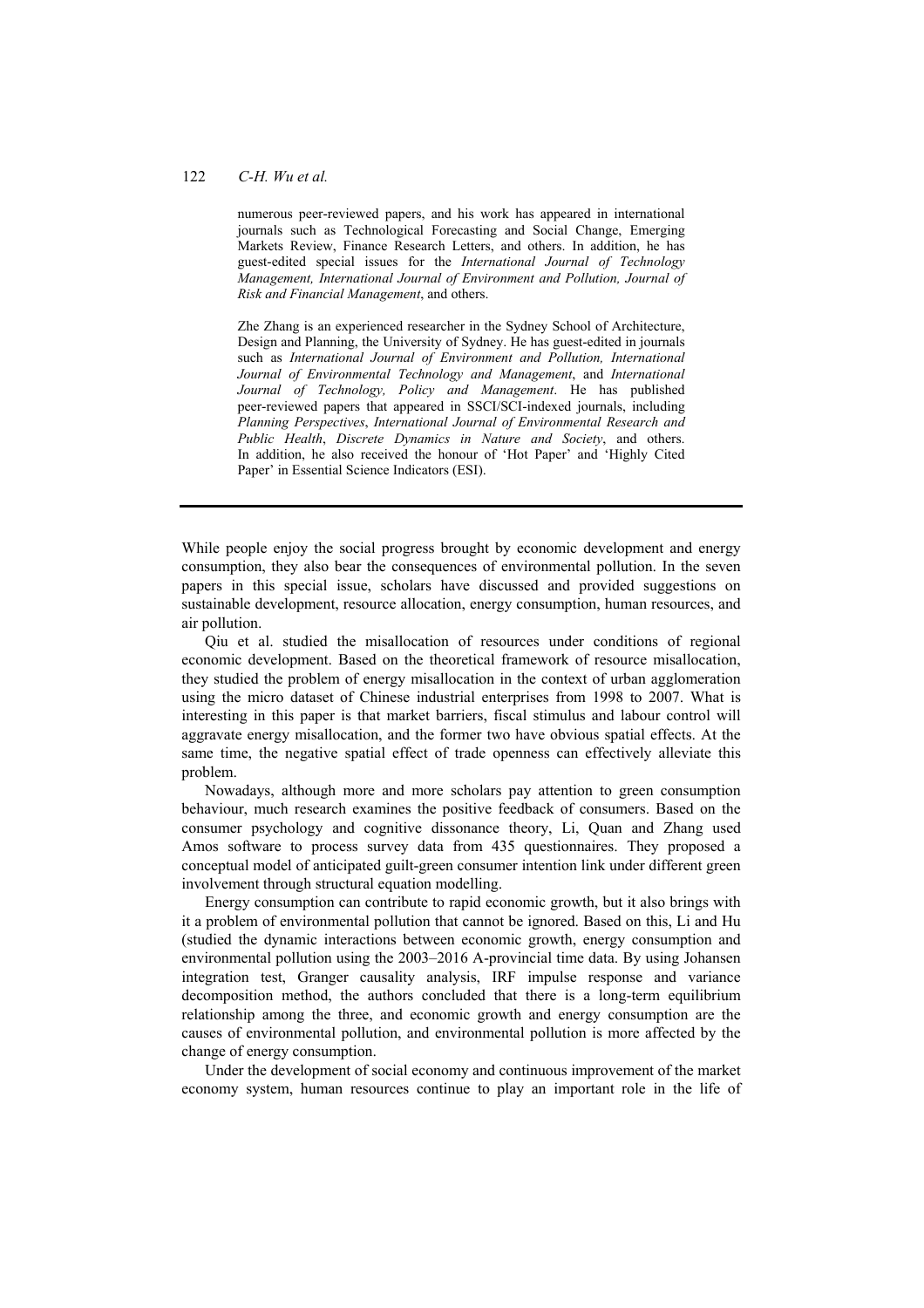numerous peer-reviewed papers, and his work has appeared in international journals such as Technological Forecasting and Social Change, Emerging Markets Review, Finance Research Letters, and others. In addition, he has guest-edited special issues for the *International Journal of Technology Management, International Journal of Environment and Pollution, Journal of Risk and Financial Management*, and others.

Zhe Zhang is an experienced researcher in the Sydney School of Architecture, Design and Planning, the University of Sydney. He has guest-edited in journals such as *International Journal of Environment and Pollution, International Journal of Environmental Technology and Management*, and *International Journal of Technology, Policy and Management*. He has published peer-reviewed papers that appeared in SSCI/SCI-indexed journals, including *Planning Perspectives*, *International Journal of Environmental Research and Public Health*, *Discrete Dynamics in Nature and Society*, and others. In addition, he also received the honour of 'Hot Paper' and 'Highly Cited Paper' in Essential Science Indicators (ESI).

---

While people enjoy the social progress brought by economic development and energy consumption, they also bear the consequences of environmental pollution. In the seven papers in this special issue, scholars have discussed and provided suggestions on sustainable development, resource allocation, energy consumption, human resources, and air pollution.

Qiu et al. studied the misallocation of resources under conditions of regional economic development. Based on the theoretical framework of resource misallocation, they studied the problem of energy misallocation in the context of urban agglomeration using the micro dataset of Chinese industrial enterprises from 1998 to 2007. What is interesting in this paper is that market barriers, fiscal stimulus and labour control will aggravate energy misallocation, and the former two have obvious spatial effects. At the same time, the negative spatial effect of trade openness can effectively alleviate this problem.

Nowadays, although more and more scholars pay attention to green consumption behaviour, much research examines the positive feedback of consumers. Based on the consumer psychology and cognitive dissonance theory, Li, Quan and Zhang used Amos software to process survey data from 435 questionnaires. They proposed a conceptual model of anticipated guilt-green consumer intention link under different green involvement through structural equation modelling.

Energy consumption can contribute to rapid economic growth, but it also brings with it a problem of environmental pollution that cannot be ignored. Based on this, Li and Hu (studied the dynamic interactions between economic growth, energy consumption and environmental pollution using the 2003–2016 A-provincial time data. By using Johansen integration test, Granger causality analysis, IRF impulse response and variance decomposition method, the authors concluded that there is a long-term equilibrium relationship among the three, and economic growth and energy consumption are the causes of environmental pollution, and environmental pollution is more affected by the change of energy consumption.

Under the development of social economy and continuous improvement of the market economy system, human resources continue to play an important role in the life of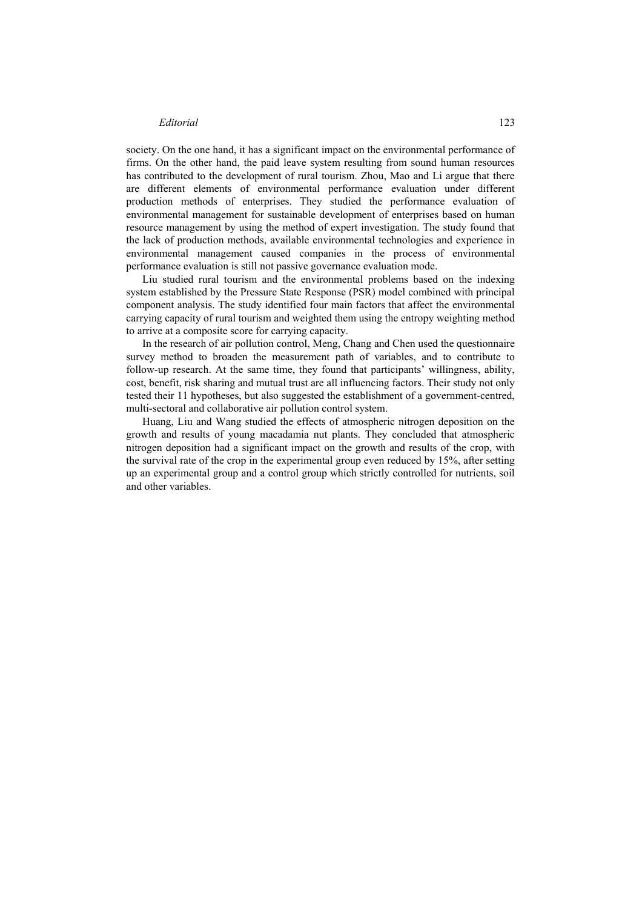society. On the one hand, it has a significant impact on the environmental performance of firms. On the other hand, the paid leave system resulting from sound human resources has contributed to the development of rural tourism. Zhou, Mao and Li argue that there are different elements of environmental performance evaluation under different production methods of enterprises. They studied the performance evaluation of environmental management for sustainable development of enterprises based on human resource management by using the method of expert investigation. The study found that the lack of production methods, available environmental technologies and experience in environmental management caused companies in the process of environmental performance evaluation is still not passive governance evaluation mode.

Liu studied rural tourism and the environmental problems based on the indexing system established by the Pressure State Response (PSR) model combined with principal component analysis. The study identified four main factors that affect the environmental carrying capacity of rural tourism and weighted them using the entropy weighting method to arrive at a composite score for carrying capacity.

In the research of air pollution control, Meng, Chang and Chen used the questionnaire survey method to broaden the measurement path of variables, and to contribute to follow-up research. At the same time, they found that participants' willingness, ability, cost, benefit, risk sharing and mutual trust are all influencing factors. Their study not only tested their 11 hypotheses, but also suggested the establishment of a government-centred, multi-sectoral and collaborative air pollution control system.

Huang, Liu and Wang studied the effects of atmospheric nitrogen deposition on the growth and results of young macadamia nut plants. They concluded that atmospheric nitrogen deposition had a significant impact on the growth and results of the crop, with the survival rate of the crop in the experimental group even reduced by 15%, after setting up an experimental group and a control group which strictly controlled for nutrients, soil and other variables.